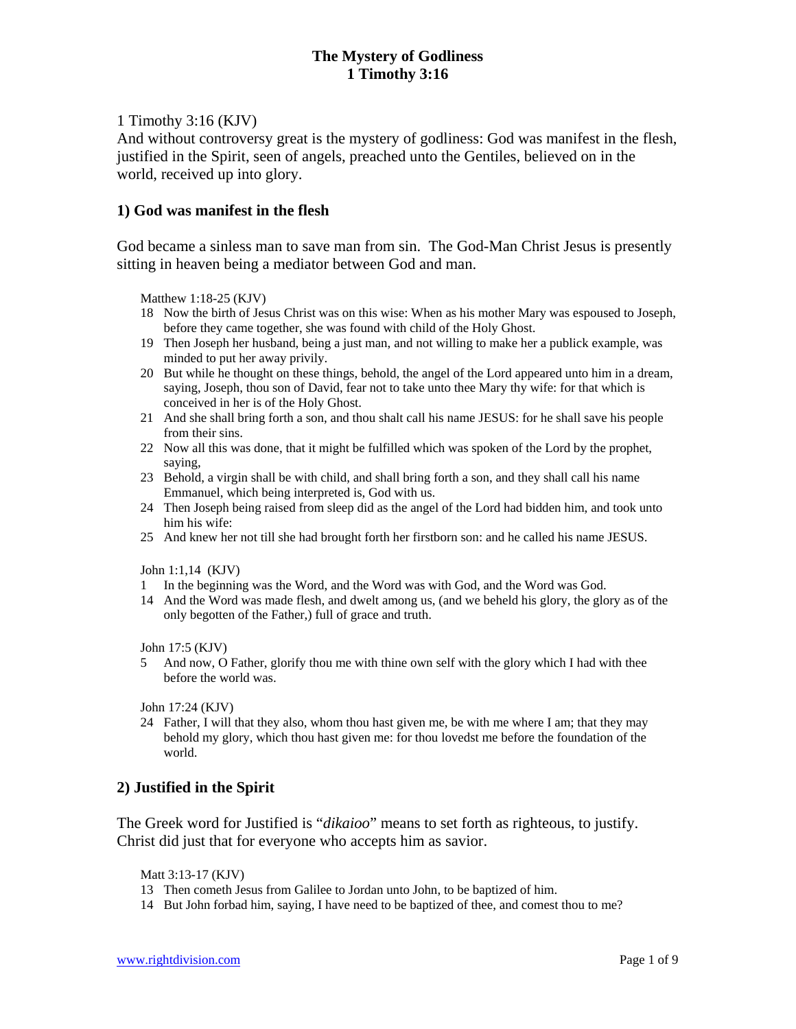# The Mystery of Godliness
# 1 Timothy 3:16

1 Timothy 3:16 (KJV)
And without controversy great is the mystery of godliness: God was manifest in the flesh, justified in the Spirit, seen of angels, preached unto the Gentiles, believed on in the world, received up into glory.

## 1) God was manifest in the flesh

God became a sinless man to save man from sin. The God-Man Christ Jesus is presently sitting in heaven being a mediator between God and man.

Matthew 1:18-25 (KJV)

18 Now the birth of Jesus Christ was on this wise: When as his mother Mary was espoused to Joseph, before they came together, she was found with child of the Holy Ghost.
19 Then Joseph her husband, being a just man, and not willing to make her a publick example, was minded to put her away privily.
20 But while he thought on these things, behold, the angel of the Lord appeared unto him in a dream, saying, Joseph, thou son of David, fear not to take unto thee Mary thy wife: for that which is conceived in her is of the Holy Ghost.
21 And she shall bring forth a son, and thou shalt call his name JESUS: for he shall save his people from their sins.
22 Now all this was done, that it might be fulfilled which was spoken of the Lord by the prophet, saying,
23 Behold, a virgin shall be with child, and shall bring forth a son, and they shall call his name Emmanuel, which being interpreted is, God with us.
24 Then Joseph being raised from sleep did as the angel of the Lord had bidden him, and took unto him his wife:
25 And knew her not till she had brought forth her firstborn son: and he called his name JESUS.

John 1:1,14 (KJV)

1 In the beginning was the Word, and the Word was with God, and the Word was God.
14 And the Word was made flesh, and dwelt among us, (and we beheld his glory, the glory as of the only begotten of the Father,) full of grace and truth.

John 17:5 (KJV)

5 And now, O Father, glorify thou me with thine own self with the glory which I had with thee before the world was.

John 17:24 (KJV)

24 Father, I will that they also, whom thou hast given me, be with me where I am; that they may behold my glory, which thou hast given me: for thou lovedst me before the foundation of the world.

## 2) Justified in the Spirit

The Greek word for Justified is "*dikaioo*" means to set forth as righteous, to justify. Christ did just that for everyone who accepts him as savior.

Matt 3:13-17 (KJV)

13 Then cometh Jesus from Galilee to Jordan unto John, to be baptized of him.
14 But John forbad him, saying, I have need to be baptized of thee, and comest thou to me?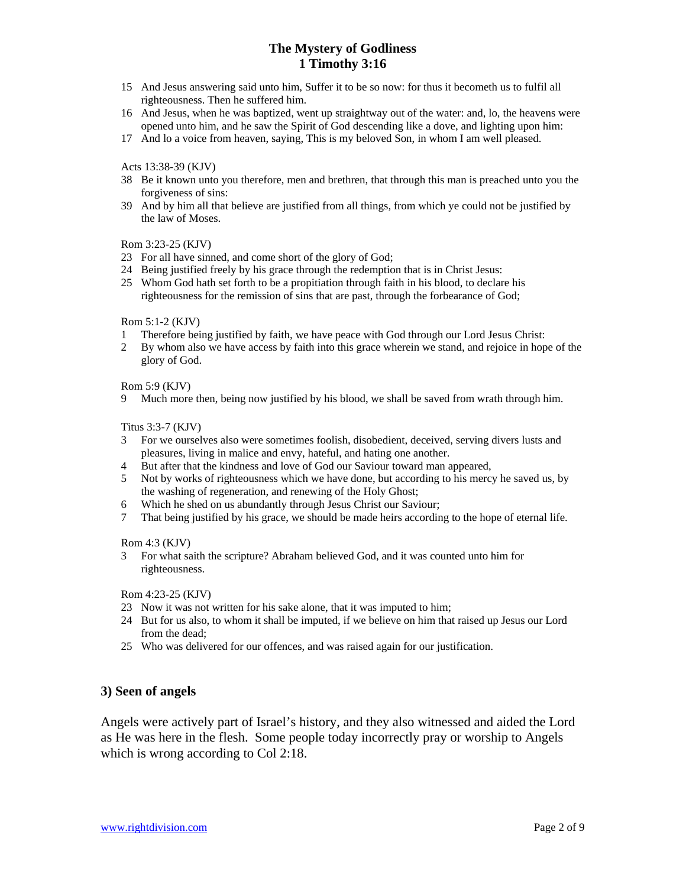15 And Jesus answering said unto him, Suffer it to be so now: for thus it becometh us to fulfil all righteousness. Then he suffered him.
16 And Jesus, when he was baptized, went up straightway out of the water: and, lo, the heavens were opened unto him, and he saw the Spirit of God descending like a dove, and lighting upon him:
17 And lo a voice from heaven, saying, This is my beloved Son, in whom I am well pleased.

Acts 13:38-39 (KJV)

38 Be it known unto you therefore, men and brethren, that through this man is preached unto you the forgiveness of sins:
39 And by him all that believe are justified from all things, from which ye could not be justified by the law of Moses.

Rom 3:23-25 (KJV)

23 For all have sinned, and come short of the glory of God;
24 Being justified freely by his grace through the redemption that is in Christ Jesus:
25 Whom God hath set forth to be a propitiation through faith in his blood, to declare his righteousness for the remission of sins that are past, through the forbearance of God;

Rom 5:1-2 (KJV)

1 Therefore being justified by faith, we have peace with God through our Lord Jesus Christ:
2 By whom also we have access by faith into this grace wherein we stand, and rejoice in hope of the glory of God.

Rom 5:9 (KJV)

9 Much more then, being now justified by his blood, we shall be saved from wrath through him.

Titus 3:3-7 (KJV)

3 For we ourselves also were sometimes foolish, disobedient, deceived, serving divers lusts and pleasures, living in malice and envy, hateful, and hating one another.
4 But after that the kindness and love of God our Saviour toward man appeared,
5 Not by works of righteousness which we have done, but according to his mercy he saved us, by the washing of regeneration, and renewing of the Holy Ghost;
6 Which he shed on us abundantly through Jesus Christ our Saviour;
7 That being justified by his grace, we should be made heirs according to the hope of eternal life.

Rom 4:3 (KJV)

3 For what saith the scripture? Abraham believed God, and it was counted unto him for righteousness.

Rom 4:23-25 (KJV)

23 Now it was not written for his sake alone, that it was imputed to him;
24 But for us also, to whom it shall be imputed, if we believe on him that raised up Jesus our Lord from the dead;
25 Who was delivered for our offences, and was raised again for our justification.

### 3) Seen of angels

Angels were actively part of Israel's history, and they also witnessed and aided the Lord as He was here in the flesh. Some people today incorrectly pray or worship to Angels which is wrong according to Col 2:18.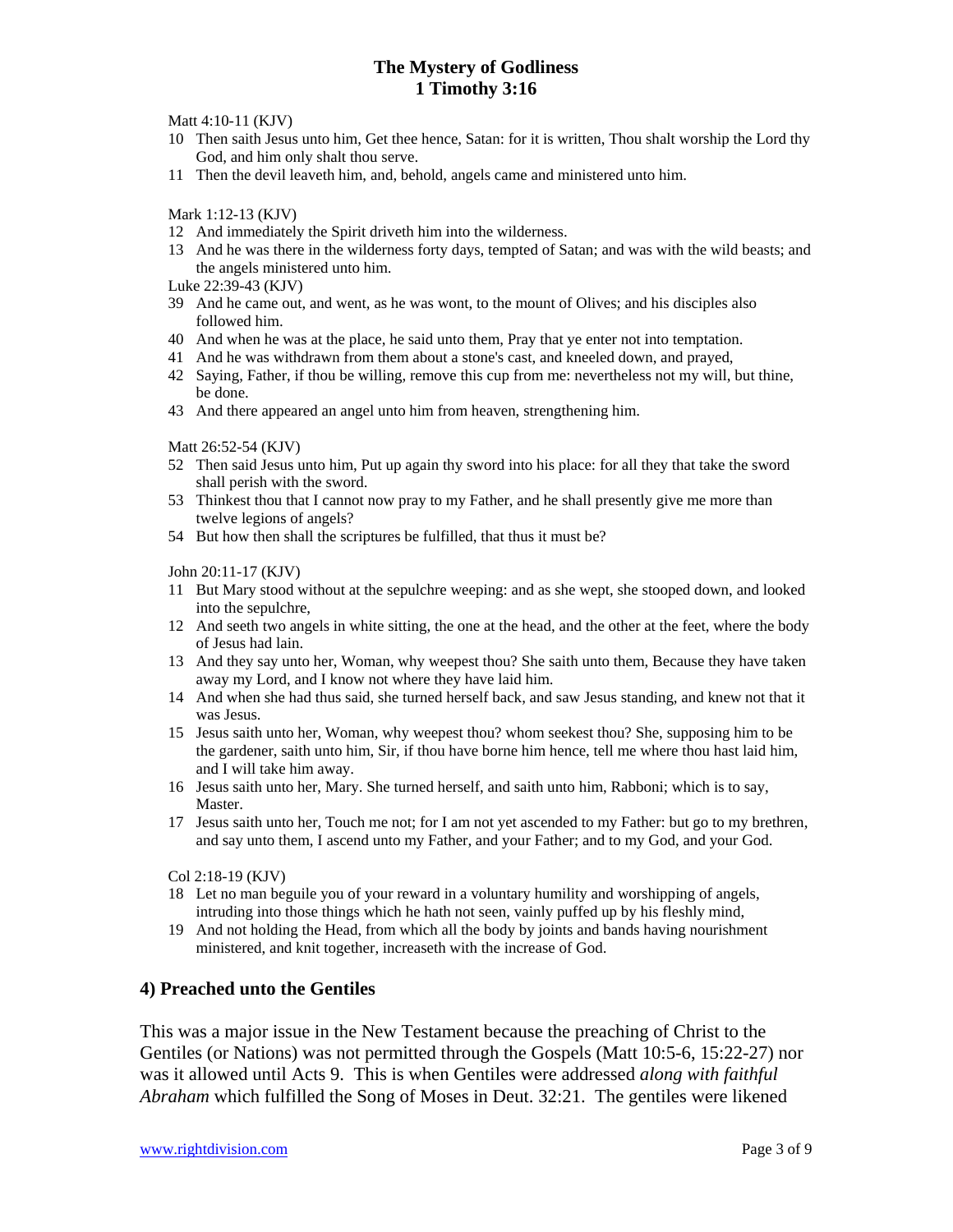Matt 4:10-11 (KJV)

10 Then saith Jesus unto him, Get thee hence, Satan: for it is written, Thou shalt worship the Lord thy God, and him only shalt thou serve.

11 Then the devil leaveth him, and, behold, angels came and ministered unto him.

Mark 1:12-13 (KJV)

12 And immediately the Spirit driveth him into the wilderness.

13 And he was there in the wilderness forty days, tempted of Satan; and was with the wild beasts; and the angels ministered unto him.

Luke 22:39-43 (KJV)

39 And he came out, and went, as he was wont, to the mount of Olives; and his disciples also followed him.

40 And when he was at the place, he said unto them, Pray that ye enter not into temptation.

41 And he was withdrawn from them about a stone's cast, and kneeled down, and prayed,

42 Saying, Father, if thou be willing, remove this cup from me: nevertheless not my will, but thine, be done.

43 And there appeared an angel unto him from heaven, strengthening him.

Matt 26:52-54 (KJV)

52 Then said Jesus unto him, Put up again thy sword into his place: for all they that take the sword shall perish with the sword.

53 Thinkest thou that I cannot now pray to my Father, and he shall presently give me more than twelve legions of angels?

54 But how then shall the scriptures be fulfilled, that thus it must be?

John 20:11-17 (KJV)

11 But Mary stood without at the sepulchre weeping: and as she wept, she stooped down, and looked into the sepulchre,

12 And seeth two angels in white sitting, the one at the head, and the other at the feet, where the body of Jesus had lain.

13 And they say unto her, Woman, why weepest thou? She saith unto them, Because they have taken away my Lord, and I know not where they have laid him.

14 And when she had thus said, she turned herself back, and saw Jesus standing, and knew not that it was Jesus.

15 Jesus saith unto her, Woman, why weepest thou? whom seekest thou? She, supposing him to be the gardener, saith unto him, Sir, if thou have borne him hence, tell me where thou hast laid him, and I will take him away.

16 Jesus saith unto her, Mary. She turned herself, and saith unto him, Rabboni; which is to say, Master.

17 Jesus saith unto her, Touch me not; for I am not yet ascended to my Father: but go to my brethren, and say unto them, I ascend unto my Father, and your Father; and to my God, and your God.

Col 2:18-19 (KJV)

18 Let no man beguile you of your reward in a voluntary humility and worshipping of angels, intruding into those things which he hath not seen, vainly puffed up by his fleshly mind,

19 And not holding the Head, from which all the body by joints and bands having nourishment ministered, and knit together, increaseth with the increase of God.

## 4) Preached unto the Gentiles

This was a major issue in the New Testament because the preaching of Christ to the Gentiles (or Nations) was not permitted through the Gospels (Matt 10:5-6, 15:22-27) nor was it allowed until Acts 9. This is when Gentiles were addressed *along with faithful Abraham* which fulfilled the Song of Moses in Deut. 32:21. The gentiles were likened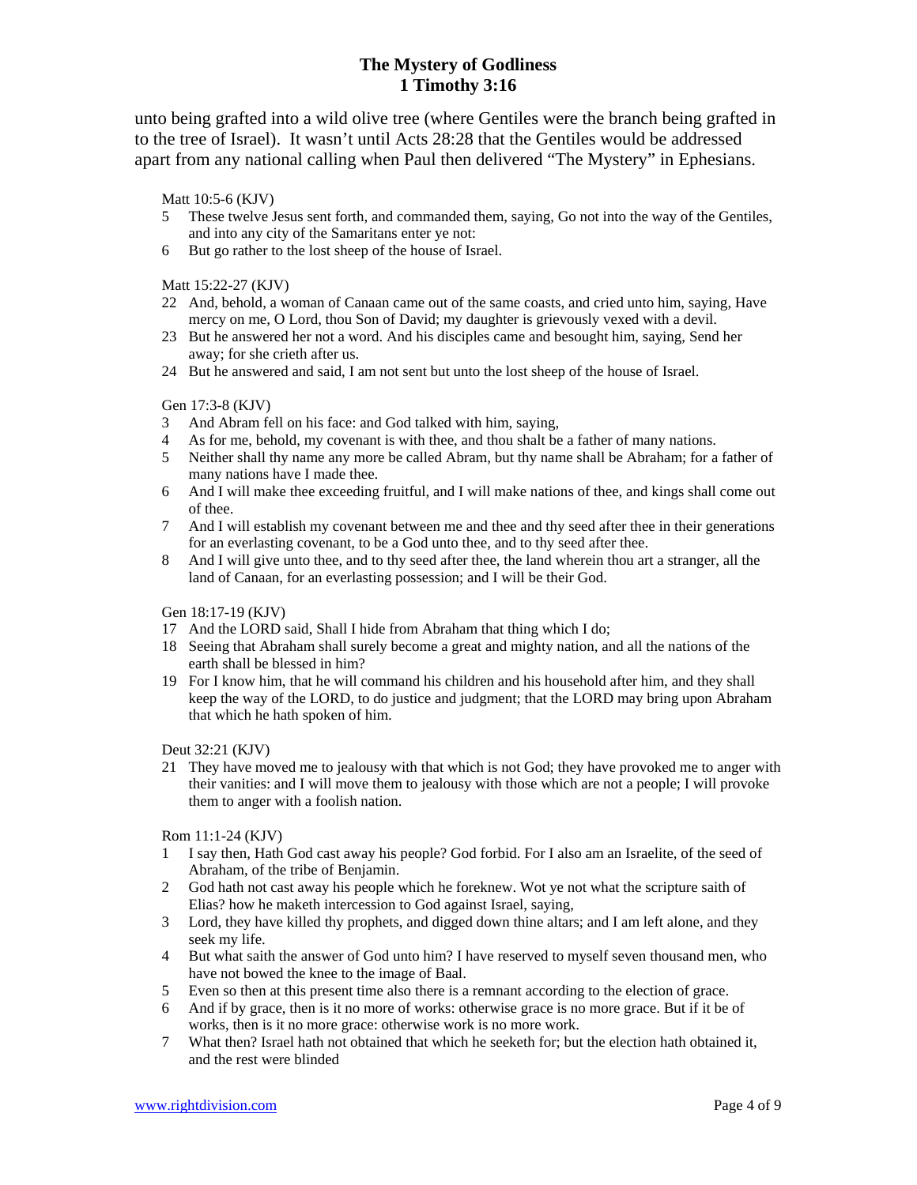unto being grafted into a wild olive tree (where Gentiles were the branch being grafted in to the tree of Israel). It wasn't until Acts 28:28 that the Gentiles would be addressed apart from any national calling when Paul then delivered "The Mystery" in Ephesians.

Matt 10:5-6 (KJV)

5 These twelve Jesus sent forth, and commanded them, saying, Go not into the way of the Gentiles, and into any city of the Samaritans enter ye not:
6 But go rather to the lost sheep of the house of Israel.

Matt 15:22-27 (KJV)

22 And, behold, a woman of Canaan came out of the same coasts, and cried unto him, saying, Have mercy on me, O Lord, thou Son of David; my daughter is grievously vexed with a devil.
23 But he answered her not a word. And his disciples came and besought him, saying, Send her away; for she crieth after us.
24 But he answered and said, I am not sent but unto the lost sheep of the house of Israel.

Gen 17:3-8 (KJV)

3 And Abram fell on his face: and God talked with him, saying,
4 As for me, behold, my covenant is with thee, and thou shalt be a father of many nations.
5 Neither shall thy name any more be called Abram, but thy name shall be Abraham; for a father of many nations have I made thee.
6 And I will make thee exceeding fruitful, and I will make nations of thee, and kings shall come out of thee.
7 And I will establish my covenant between me and thee and thy seed after thee in their generations for an everlasting covenant, to be a God unto thee, and to thy seed after thee.
8 And I will give unto thee, and to thy seed after thee, the land wherein thou art a stranger, all the land of Canaan, for an everlasting possession; and I will be their God.

Gen 18:17-19 (KJV)

17 And the LORD said, Shall I hide from Abraham that thing which I do;
18 Seeing that Abraham shall surely become a great and mighty nation, and all the nations of the earth shall be blessed in him?
19 For I know him, that he will command his children and his household after him, and they shall keep the way of the LORD, to do justice and judgment; that the LORD may bring upon Abraham that which he hath spoken of him.

Deut 32:21 (KJV)

21 They have moved me to jealousy with that which is not God; they have provoked me to anger with their vanities: and I will move them to jealousy with those which are not a people; I will provoke them to anger with a foolish nation.

Rom 11:1-24 (KJV)

1 I say then, Hath God cast away his people? God forbid. For I also am an Israelite, of the seed of Abraham, of the tribe of Benjamin.
2 God hath not cast away his people which he foreknew. Wot ye not what the scripture saith of Elias? how he maketh intercession to God against Israel, saying,
3 Lord, they have killed thy prophets, and digged down thine altars; and I am left alone, and they seek my life.
4 But what saith the answer of God unto him? I have reserved to myself seven thousand men, who have not bowed the knee to the image of Baal.
5 Even so then at this present time also there is a remnant according to the election of grace.
6 And if by grace, then is it no more of works: otherwise grace is no more grace. But if it be of works, then is it no more grace: otherwise work is no more work.
7 What then? Israel hath not obtained that which he seeketh for; but the election hath obtained it, and the rest were blinded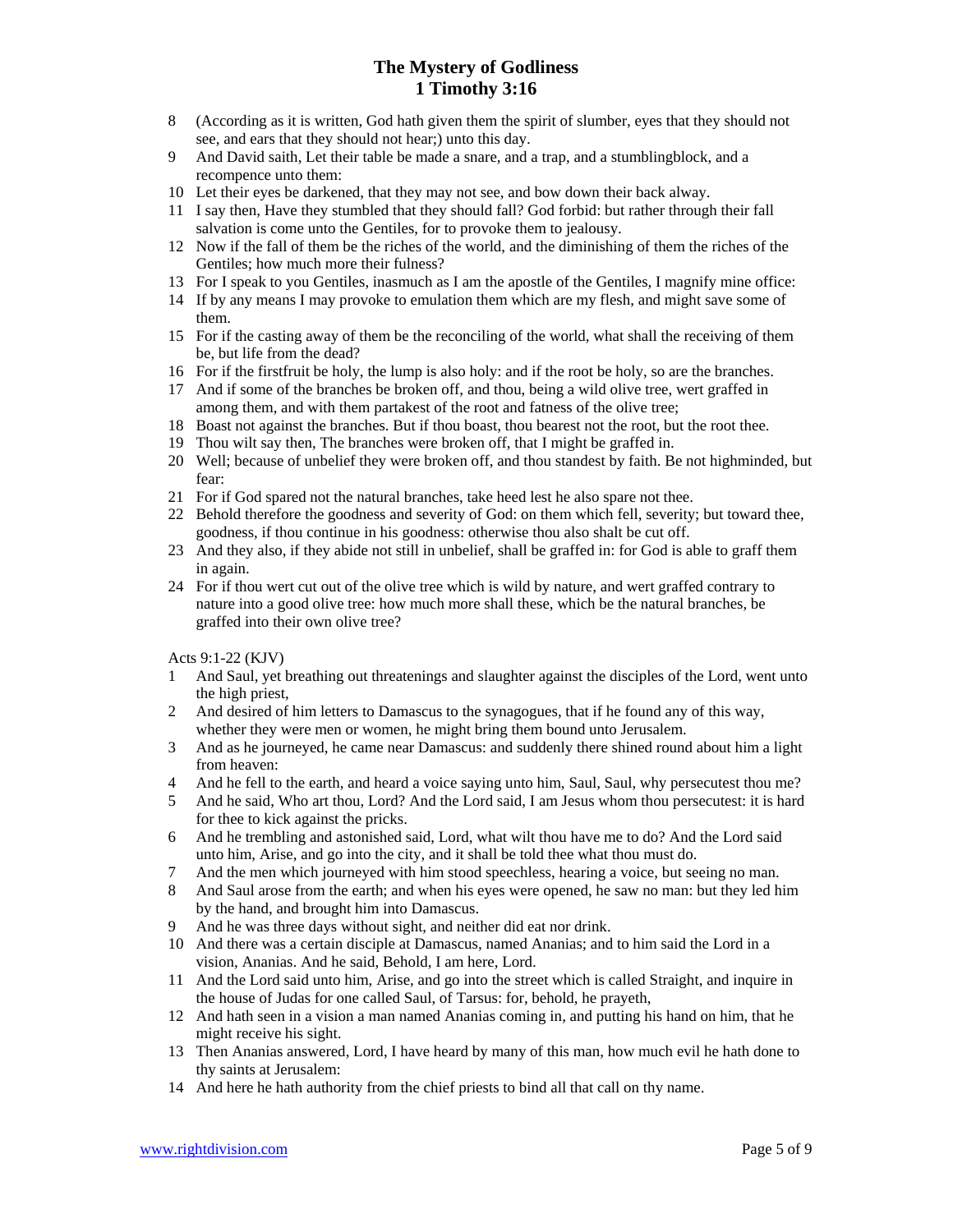8 (According as it is written, God hath given them the spirit of slumber, eyes that they should not see, and ears that they should not hear;) unto this day.
9 And David saith, Let their table be made a snare, and a trap, and a stumblingblock, and a recompence unto them:
10 Let their eyes be darkened, that they may not see, and bow down their back alway.
11 I say then, Have they stumbled that they should fall? God forbid: but rather through their fall salvation is come unto the Gentiles, for to provoke them to jealousy.
12 Now if the fall of them be the riches of the world, and the diminishing of them the riches of the Gentiles; how much more their fulness?
13 For I speak to you Gentiles, inasmuch as I am the apostle of the Gentiles, I magnify mine office:
14 If by any means I may provoke to emulation them which are my flesh, and might save some of them.
15 For if the casting away of them be the reconciling of the world, what shall the receiving of them be, but life from the dead?
16 For if the firstfruit be holy, the lump is also holy: and if the root be holy, so are the branches.
17 And if some of the branches be broken off, and thou, being a wild olive tree, wert graffed in among them, and with them partakest of the root and fatness of the olive tree;
18 Boast not against the branches. But if thou boast, thou bearest not the root, but the root thee.
19 Thou wilt say then, The branches were broken off, that I might be graffed in.
20 Well; because of unbelief they were broken off, and thou standest by faith. Be not highminded, but fear:
21 For if God spared not the natural branches, take heed lest he also spare not thee.
22 Behold therefore the goodness and severity of God: on them which fell, severity; but toward thee, goodness, if thou continue in his goodness: otherwise thou also shalt be cut off.
23 And they also, if they abide not still in unbelief, shall be graffed in: for God is able to graff them in again.
24 For if thou wert cut out of the olive tree which is wild by nature, and wert graffed contrary to nature into a good olive tree: how much more shall these, which be the natural branches, be graffed into their own olive tree?

Acts 9:1-22 (KJV)

1 And Saul, yet breathing out threatenings and slaughter against the disciples of the Lord, went unto the high priest,
2 And desired of him letters to Damascus to the synagogues, that if he found any of this way, whether they were men or women, he might bring them bound unto Jerusalem.
3 And as he journeyed, he came near Damascus: and suddenly there shined round about him a light from heaven:
4 And he fell to the earth, and heard a voice saying unto him, Saul, Saul, why persecutest thou me?
5 And he said, Who art thou, Lord? And the Lord said, I am Jesus whom thou persecutest: it is hard for thee to kick against the pricks.
6 And he trembling and astonished said, Lord, what wilt thou have me to do? And the Lord said unto him, Arise, and go into the city, and it shall be told thee what thou must do.
7 And the men which journeyed with him stood speechless, hearing a voice, but seeing no man.
8 And Saul arose from the earth; and when his eyes were opened, he saw no man: but they led him by the hand, and brought him into Damascus.
9 And he was three days without sight, and neither did eat nor drink.
10 And there was a certain disciple at Damascus, named Ananias; and to him said the Lord in a vision, Ananias. And he said, Behold, I am here, Lord.
11 And the Lord said unto him, Arise, and go into the street which is called Straight, and inquire in the house of Judas for one called Saul, of Tarsus: for, behold, he prayeth,
12 And hath seen in a vision a man named Ananias coming in, and putting his hand on him, that he might receive his sight.
13 Then Ananias answered, Lord, I have heard by many of this man, how much evil he hath done to thy saints at Jerusalem:
14 And here he hath authority from the chief priests to bind all that call on thy name.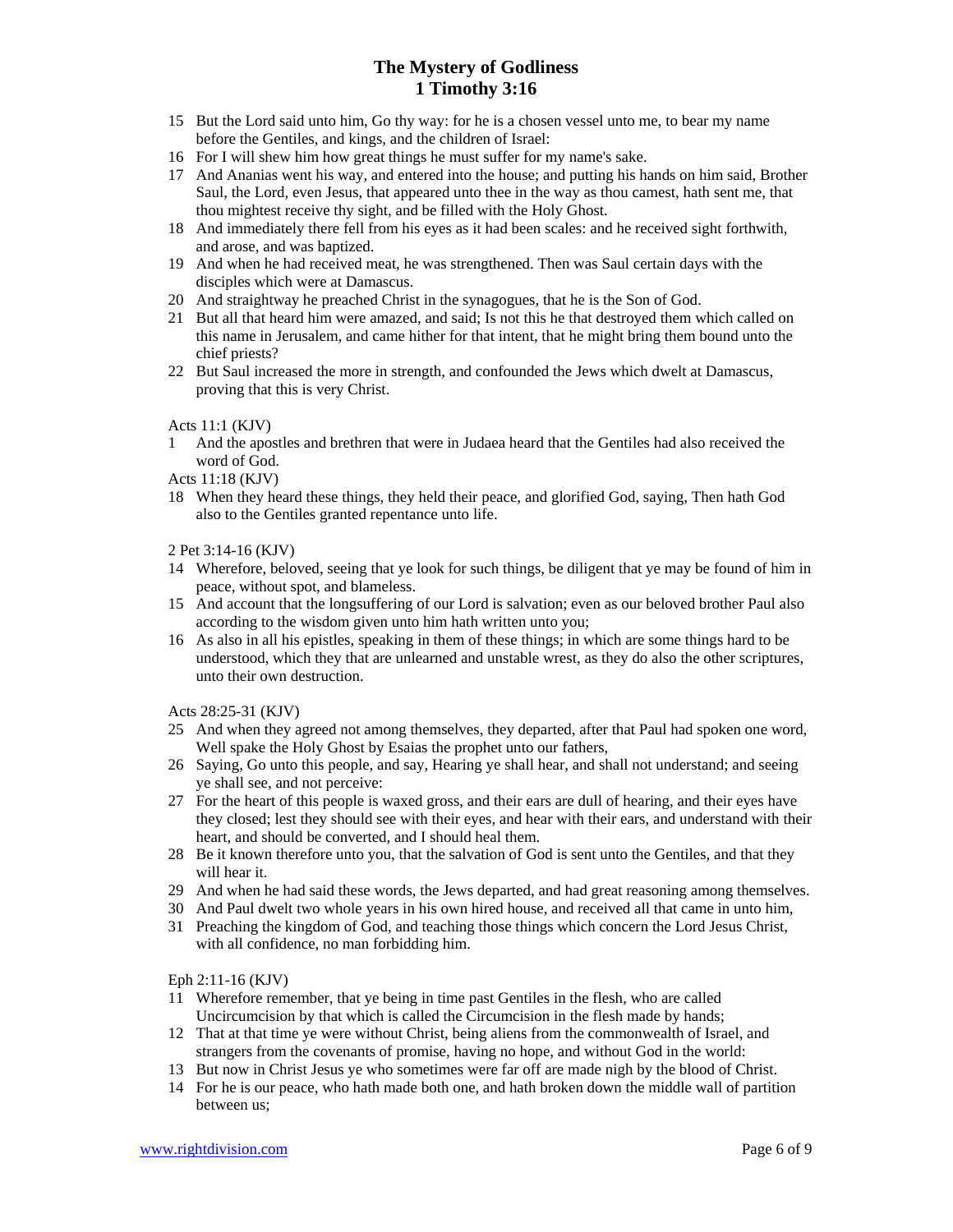15 But the Lord said unto him, Go thy way: for he is a chosen vessel unto me, to bear my name before the Gentiles, and kings, and the children of Israel:

16 For I will shew him how great things he must suffer for my name's sake.

17 And Ananias went his way, and entered into the house; and putting his hands on him said, Brother Saul, the Lord, even Jesus, that appeared unto thee in the way as thou camest, hath sent me, that thou mightest receive thy sight, and be filled with the Holy Ghost.

18 And immediately there fell from his eyes as it had been scales: and he received sight forthwith, and arose, and was baptized.

19 And when he had received meat, he was strengthened. Then was Saul certain days with the disciples which were at Damascus.

20 And straightway he preached Christ in the synagogues, that he is the Son of God.

21 But all that heard him were amazed, and said; Is not this he that destroyed them which called on this name in Jerusalem, and came hither for that intent, that he might bring them bound unto the chief priests?

22 But Saul increased the more in strength, and confounded the Jews which dwelt at Damascus, proving that this is very Christ.

Acts 11:1 (KJV)

1 And the apostles and brethren that were in Judaea heard that the Gentiles had also received the word of God.

Acts 11:18 (KJV)

18 When they heard these things, they held their peace, and glorified God, saying, Then hath God also to the Gentiles granted repentance unto life.

2 Pet 3:14-16 (KJV)

14 Wherefore, beloved, seeing that ye look for such things, be diligent that ye may be found of him in peace, without spot, and blameless.

15 And account that the longsuffering of our Lord is salvation; even as our beloved brother Paul also according to the wisdom given unto him hath written unto you;

16 As also in all his epistles, speaking in them of these things; in which are some things hard to be understood, which they that are unlearned and unstable wrest, as they do also the other scriptures, unto their own destruction.

Acts 28:25-31 (KJV)

25 And when they agreed not among themselves, they departed, after that Paul had spoken one word, Well spake the Holy Ghost by Esaias the prophet unto our fathers,

26 Saying, Go unto this people, and say, Hearing ye shall hear, and shall not understand; and seeing ye shall see, and not perceive:

27 For the heart of this people is waxed gross, and their ears are dull of hearing, and their eyes have they closed; lest they should see with their eyes, and hear with their ears, and understand with their heart, and should be converted, and I should heal them.

28 Be it known therefore unto you, that the salvation of God is sent unto the Gentiles, and that they will hear it.

29 And when he had said these words, the Jews departed, and had great reasoning among themselves.

30 And Paul dwelt two whole years in his own hired house, and received all that came in unto him,

31 Preaching the kingdom of God, and teaching those things which concern the Lord Jesus Christ, with all confidence, no man forbidding him.

Eph 2:11-16 (KJV)

11 Wherefore remember, that ye being in time past Gentiles in the flesh, who are called Uncircumcision by that which is called the Circumcision in the flesh made by hands;

12 That at that time ye were without Christ, being aliens from the commonwealth of Israel, and strangers from the covenants of promise, having no hope, and without God in the world:

13 But now in Christ Jesus ye who sometimes were far off are made nigh by the blood of Christ.

14 For he is our peace, who hath made both one, and hath broken down the middle wall of partition between us;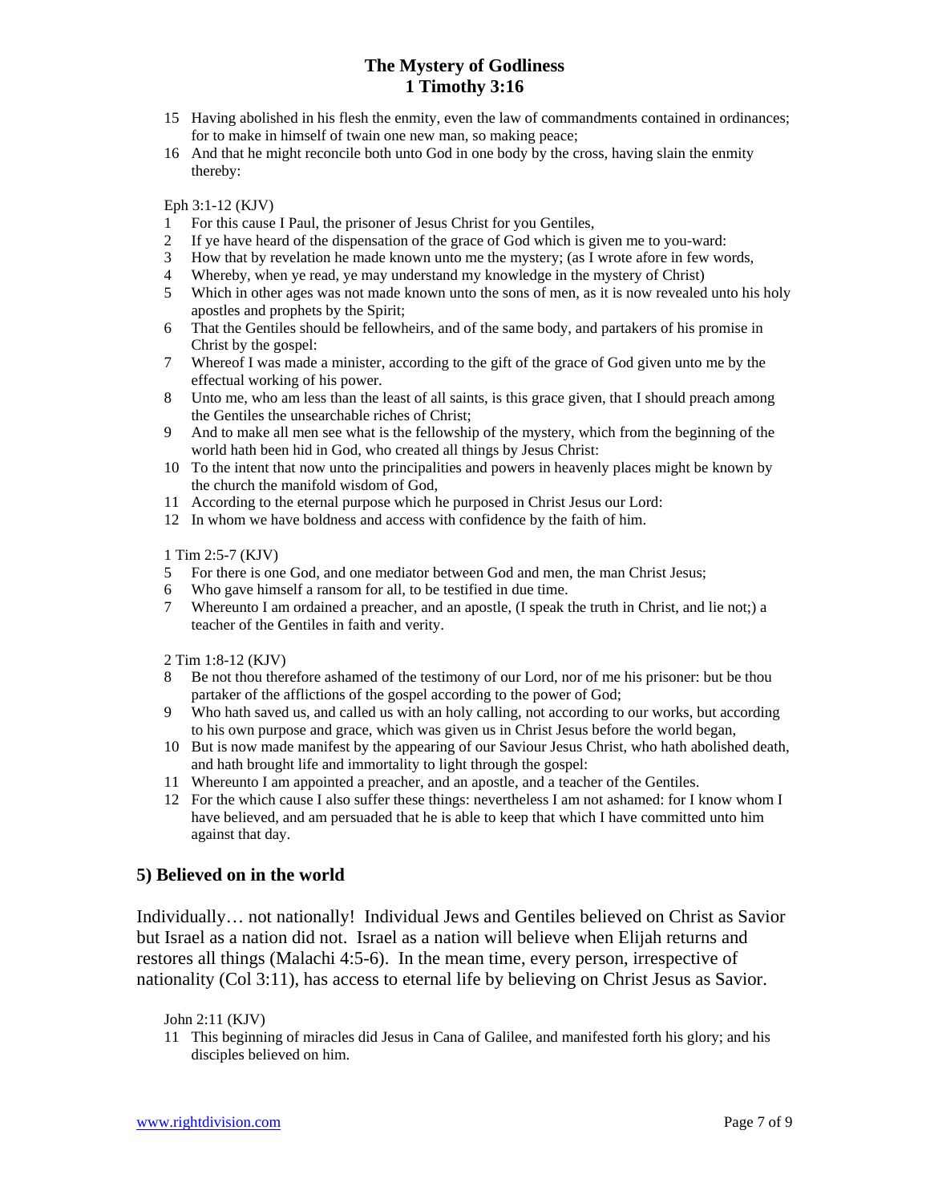15 Having abolished in his flesh the enmity, even the law of commandments contained in ordinances; for to make in himself of twain one new man, so making peace;
16 And that he might reconcile both unto God in one body by the cross, having slain the enmity thereby:

Eph 3:1-12 (KJV)
1 For this cause I Paul, the prisoner of Jesus Christ for you Gentiles,
2 If ye have heard of the dispensation of the grace of God which is given me to you-ward:
3 How that by revelation he made known unto me the mystery; (as I wrote afore in few words,
4 Whereby, when ye read, ye may understand my knowledge in the mystery of Christ)
5 Which in other ages was not made known unto the sons of men, as it is now revealed unto his holy apostles and prophets by the Spirit;
6 That the Gentiles should be fellowheirs, and of the same body, and partakers of his promise in Christ by the gospel:
7 Whereof I was made a minister, according to the gift of the grace of God given unto me by the effectual working of his power.
8 Unto me, who am less than the least of all saints, is this grace given, that I should preach among the Gentiles the unsearchable riches of Christ;
9 And to make all men see what is the fellowship of the mystery, which from the beginning of the world hath been hid in God, who created all things by Jesus Christ:
10 To the intent that now unto the principalities and powers in heavenly places might be known by the church the manifold wisdom of God,
11 According to the eternal purpose which he purposed in Christ Jesus our Lord:
12 In whom we have boldness and access with confidence by the faith of him.

1 Tim 2:5-7 (KJV)
5 For there is one God, and one mediator between God and men, the man Christ Jesus;
6 Who gave himself a ransom for all, to be testified in due time.
7 Whereunto I am ordained a preacher, and an apostle, (I speak the truth in Christ, and lie not;) a teacher of the Gentiles in faith and verity.

2 Tim 1:8-12 (KJV)
8 Be not thou therefore ashamed of the testimony of our Lord, nor of me his prisoner: but be thou partaker of the afflictions of the gospel according to the power of God;
9 Who hath saved us, and called us with an holy calling, not according to our works, but according to his own purpose and grace, which was given us in Christ Jesus before the world began,
10 But is now made manifest by the appearing of our Saviour Jesus Christ, who hath abolished death, and hath brought life and immortality to light through the gospel:
11 Whereunto I am appointed a preacher, and an apostle, and a teacher of the Gentiles.
12 For the which cause I also suffer these things: nevertheless I am not ashamed: for I know whom I have believed, and am persuaded that he is able to keep that which I have committed unto him against that day.

## 5) Believed on in the world

Individually… not nationally! Individual Jews and Gentiles believed on Christ as Savior but Israel as a nation did not. Israel as a nation will believe when Elijah returns and restores all things (Malachi 4:5-6). In the mean time, every person, irrespective of nationality (Col 3:11), has access to eternal life by believing on Christ Jesus as Savior.

John 2:11 (KJV)
11 This beginning of miracles did Jesus in Cana of Galilee, and manifested forth his glory; and his disciples believed on him.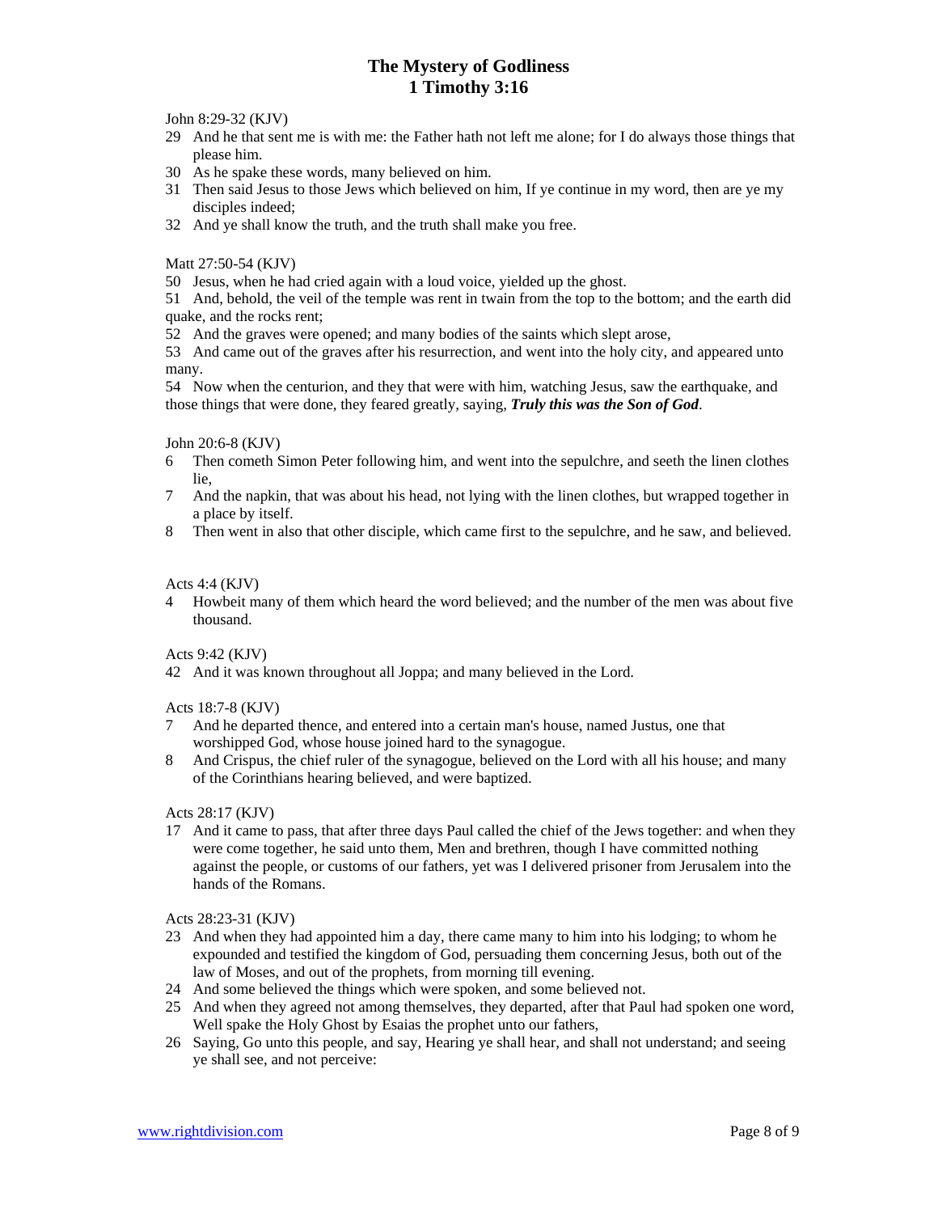John 8:29-32 (KJV)

29 And he that sent me is with me: the Father hath not left me alone; for I do always those things that please him.
30 As he spake these words, many believed on him.
31 Then said Jesus to those Jews which believed on him, If ye continue in my word, then are ye my disciples indeed;
32 And ye shall know the truth, and the truth shall make you free.

Matt 27:50-54 (KJV)

50 Jesus, when he had cried again with a loud voice, yielded up the ghost.
51 And, behold, the veil of the temple was rent in twain from the top to the bottom; and the earth did quake, and the rocks rent;
52 And the graves were opened; and many bodies of the saints which slept arose,
53 And came out of the graves after his resurrection, and went into the holy city, and appeared unto many.
54 Now when the centurion, and they that were with him, watching Jesus, saw the earthquake, and those things that were done, they feared greatly, saying, ***Truly this was the Son of God***.

John 20:6-8 (KJV)

6 Then cometh Simon Peter following him, and went into the sepulchre, and seeth the linen clothes lie,
7 And the napkin, that was about his head, not lying with the linen clothes, but wrapped together in a place by itself.
8 Then went in also that other disciple, which came first to the sepulchre, and he saw, and believed.

Acts 4:4 (KJV)

4 Howbeit many of them which heard the word believed; and the number of the men was about five thousand.

Acts 9:42 (KJV)

42 And it was known throughout all Joppa; and many believed in the Lord.

Acts 18:7-8 (KJV)

7 And he departed thence, and entered into a certain man's house, named Justus, one that worshipped God, whose house joined hard to the synagogue.
8 And Crispus, the chief ruler of the synagogue, believed on the Lord with all his house; and many of the Corinthians hearing believed, and were baptized.

Acts 28:17 (KJV)

17 And it came to pass, that after three days Paul called the chief of the Jews together: and when they were come together, he said unto them, Men and brethren, though I have committed nothing against the people, or customs of our fathers, yet was I delivered prisoner from Jerusalem into the hands of the Romans.

Acts 28:23-31 (KJV)

23 And when they had appointed him a day, there came many to him into his lodging; to whom he expounded and testified the kingdom of God, persuading them concerning Jesus, both out of the law of Moses, and out of the prophets, from morning till evening.
24 And some believed the things which were spoken, and some believed not.
25 And when they agreed not among themselves, they departed, after that Paul had spoken one word, Well spake the Holy Ghost by Esaias the prophet unto our fathers,
26 Saying, Go unto this people, and say, Hearing ye shall hear, and shall not understand; and seeing ye shall see, and not perceive: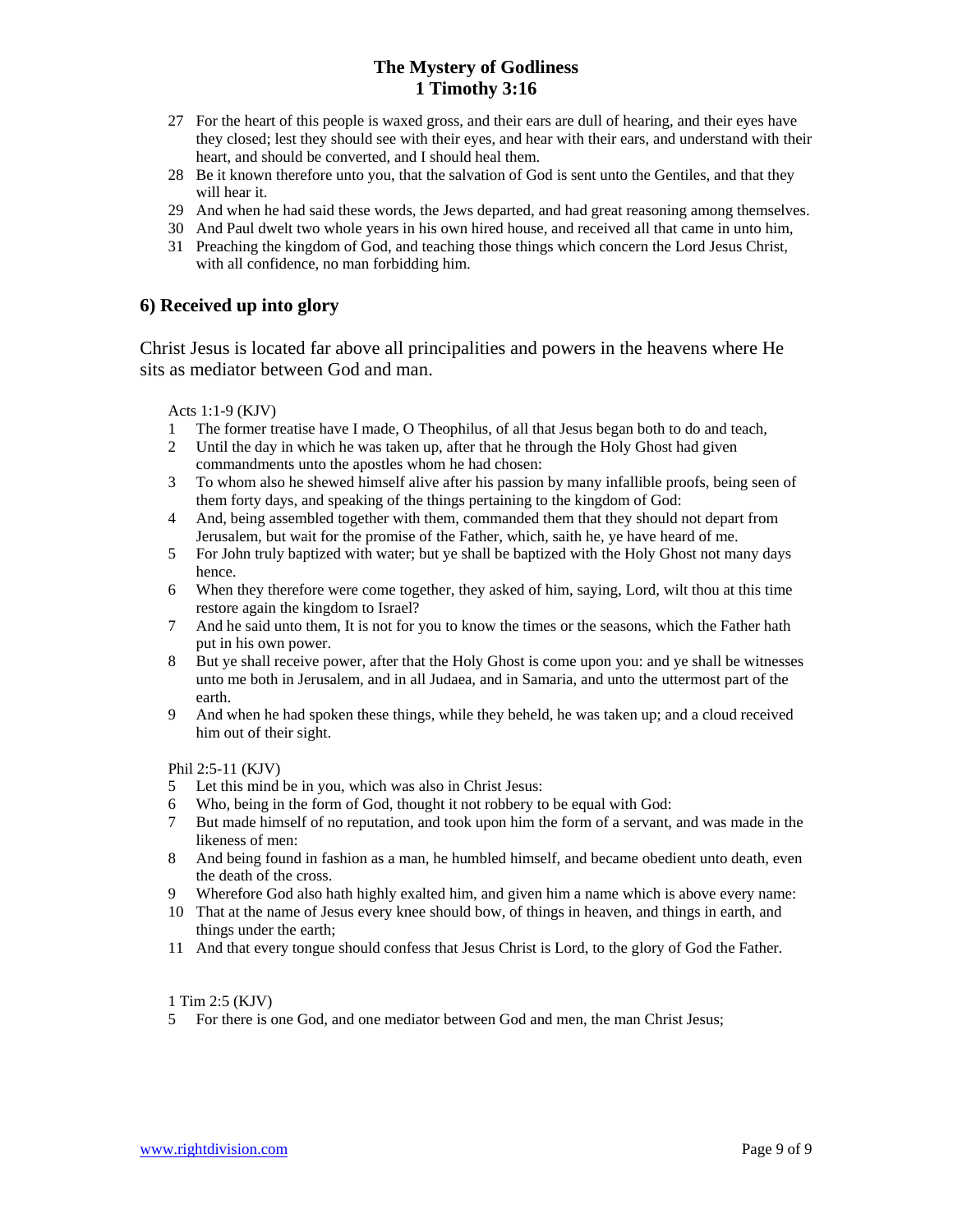27 For the heart of this people is waxed gross, and their ears are dull of hearing, and their eyes have they closed; lest they should see with their eyes, and hear with their ears, and understand with their heart, and should be converted, and I should heal them.
28 Be it known therefore unto you, that the salvation of God is sent unto the Gentiles, and that they will hear it.
29 And when he had said these words, the Jews departed, and had great reasoning among themselves.
30 And Paul dwelt two whole years in his own hired house, and received all that came in unto him,
31 Preaching the kingdom of God, and teaching those things which concern the Lord Jesus Christ, with all confidence, no man forbidding him.

## 6) Received up into glory

Christ Jesus is located far above all principalities and powers in the heavens where He sits as mediator between God and man.

Acts 1:1-9 (KJV)
1 The former treatise have I made, O Theophilus, of all that Jesus began both to do and teach,
2 Until the day in which he was taken up, after that he through the Holy Ghost had given commandments unto the apostles whom he had chosen:
3 To whom also he shewed himself alive after his passion by many infallible proofs, being seen of them forty days, and speaking of the things pertaining to the kingdom of God:
4 And, being assembled together with them, commanded them that they should not depart from Jerusalem, but wait for the promise of the Father, which, saith he, ye have heard of me.
5 For John truly baptized with water; but ye shall be baptized with the Holy Ghost not many days hence.
6 When they therefore were come together, they asked of him, saying, Lord, wilt thou at this time restore again the kingdom to Israel?
7 And he said unto them, It is not for you to know the times or the seasons, which the Father hath put in his own power.
8 But ye shall receive power, after that the Holy Ghost is come upon you: and ye shall be witnesses unto me both in Jerusalem, and in all Judaea, and in Samaria, and unto the uttermost part of the earth.
9 And when he had spoken these things, while they beheld, he was taken up; and a cloud received him out of their sight.

Phil 2:5-11 (KJV)
5 Let this mind be in you, which was also in Christ Jesus:
6 Who, being in the form of God, thought it not robbery to be equal with God:
7 But made himself of no reputation, and took upon him the form of a servant, and was made in the likeness of men:
8 And being found in fashion as a man, he humbled himself, and became obedient unto death, even the death of the cross.
9 Wherefore God also hath highly exalted him, and given him a name which is above every name:
10 That at the name of Jesus every knee should bow, of things in heaven, and things in earth, and things under the earth;
11 And that every tongue should confess that Jesus Christ is Lord, to the glory of God the Father.

1 Tim 2:5 (KJV)
5 For there is one God, and one mediator between God and men, the man Christ Jesus;